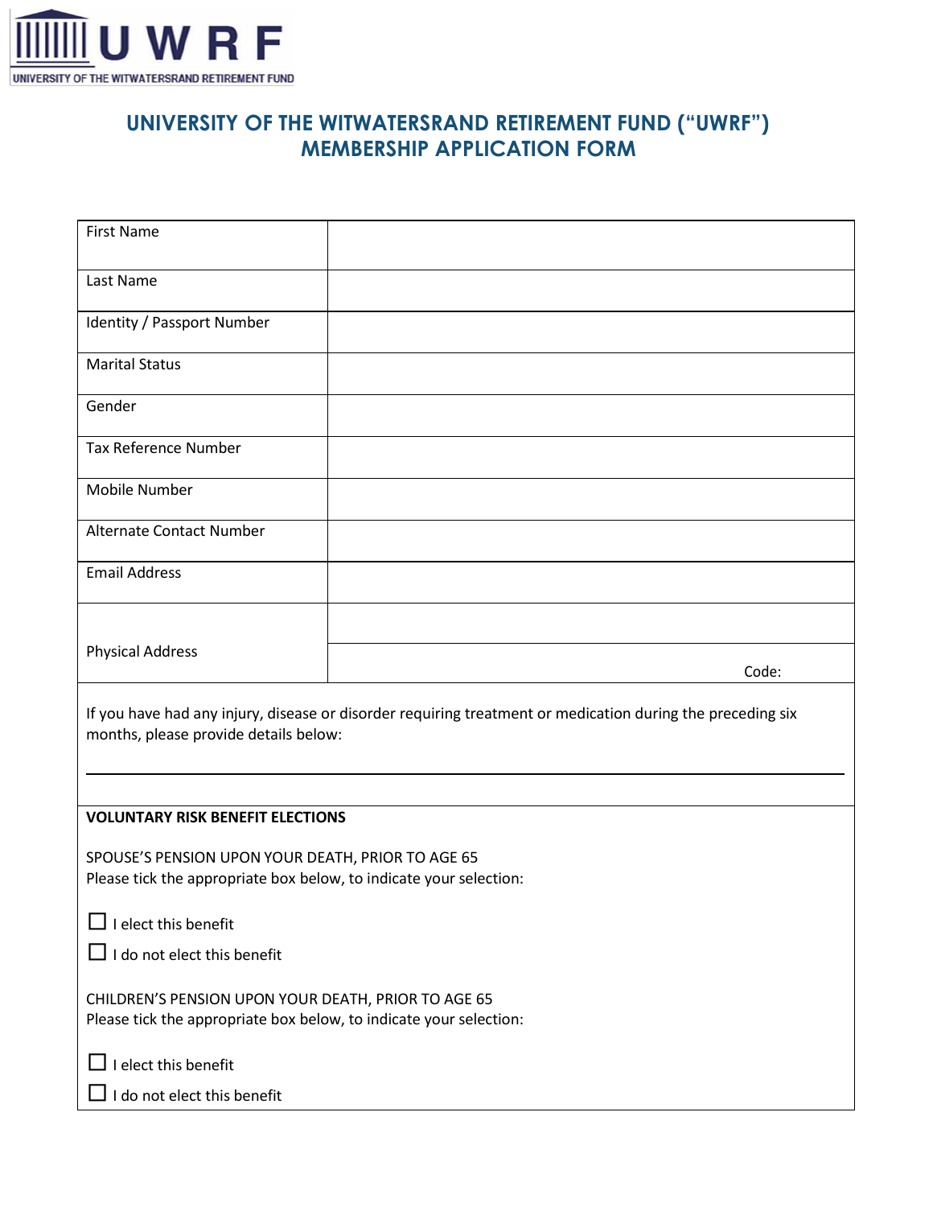UNIVERSITY OF THE WITWATERSRAND RETIREMENT FUND

# UNIVERSITY OF THE WITWATERSRAND RETIREMENT FUND ("UWRF")
# MEMBERSHIP APPLICATION FORM

| | |
|---|---|
| First Name | |
| Last Name | |
| Identity / Passport Number | |
| Marital Status | |
| Gender | |
| Tax Reference Number | |
| Mobile Number | |
| Alternate Contact Number | |
| Email Address | |
| Physical Address | |
| | Code: |

If you have had any injury, disease or disorder requiring treatment or medication during the preceding six months, please provide details below:

______________________________________________________________________

**VOLUNTARY RISK BENEFIT ELECTIONS**

SPOUSE'S PENSION UPON YOUR DEATH, PRIOR TO AGE 65
Please tick the appropriate box below, to indicate your selection:

☐ I elect this benefit

☐ I do not elect this benefit

CHILDREN'S PENSION UPON YOUR DEATH, PRIOR TO AGE 65
Please tick the appropriate box below, to indicate your selection:

☐ I elect this benefit

☐ I do not elect this benefit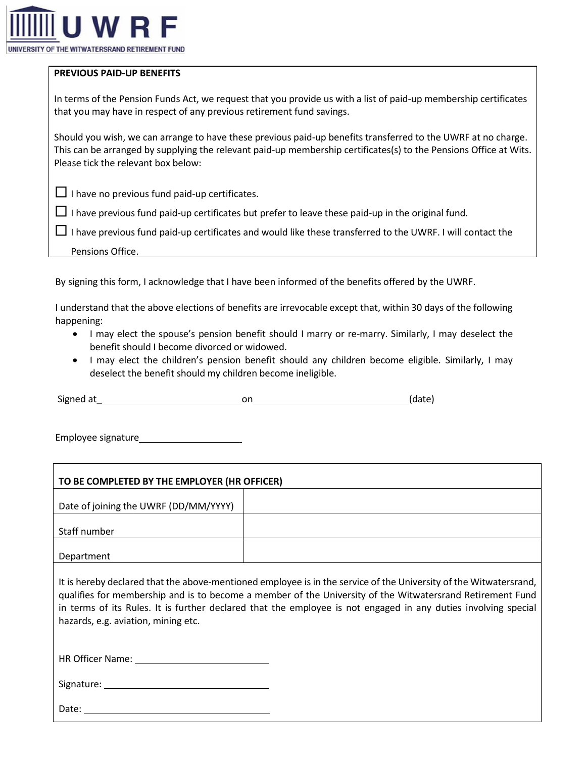UWRF

UNIVERSITY OF THE WITWATERSRAND RETIREMENT FUND

**PREVIOUS PAID-UP BENEFITS**

In terms of the Pension Funds Act, we request that you provide us with a list of paid-up membership certificates that you may have in respect of any previous retirement fund savings.

Should you wish, we can arrange to have these previous paid-up benefits transferred to the UWRF at no charge. This can be arranged by supplying the relevant paid-up membership certificates(s) to the Pensions Office at Wits. Please tick the relevant box below:

☐ I have no previous fund paid-up certificates.

☐ I have previous fund paid-up certificates but prefer to leave these paid-up in the original fund.

☐ I have previous fund paid-up certificates and would like these transferred to the UWRF. I will contact the Pensions Office.

By signing this form, I acknowledge that I have been informed of the benefits offered by the UWRF.

I understand that the above elections of benefits are irrevocable except that, within 30 days of the following happening:

- I may elect the spouse's pension benefit should I marry or re-marry. Similarly, I may deselect the benefit should I become divorced or widowed.
- I may elect the children's pension benefit should any children become eligible. Similarly, I may deselect the benefit should my children become ineligible.

Signed at\_\_\_\_\_\_\_\_\_\_\_\_\_\_\_\_\_\_\_\_\_\_\_\_\_\_\_\_on\_\_\_\_\_\_\_\_\_\_\_\_\_\_\_\_\_\_\_\_\_\_\_\_\_\_\_\_\_\_(date)

Employee signature\_\_\_\_\_\_\_\_\_\_\_\_\_\_\_\_\_\_\_\_

| **TO BE COMPLETED BY THE EMPLOYER (HR OFFICER)** | |
|---|---|
| Date of joining the UWRF (DD/MM/YYYY) | |
| Staff number | |
| Department | |

It is hereby declared that the above-mentioned employee is in the service of the University of the Witwatersrand, qualifies for membership and is to become a member of the University of the Witwatersrand Retirement Fund in terms of its Rules. It is further declared that the employee is not engaged in any duties involving special hazards, e.g. aviation, mining etc.

HR Officer Name: \_\_\_\_\_\_\_\_\_\_\_\_\_\_\_\_\_\_\_\_\_\_\_\_\_\_\_

Signature: \_\_\_\_\_\_\_\_\_\_\_\_\_\_\_\_\_\_\_\_\_\_\_\_\_\_\_\_\_\_\_\_\_

Date: \_\_\_\_\_\_\_\_\_\_\_\_\_\_\_\_\_\_\_\_\_\_\_\_\_\_\_\_\_\_\_\_\_\_\_\_\_